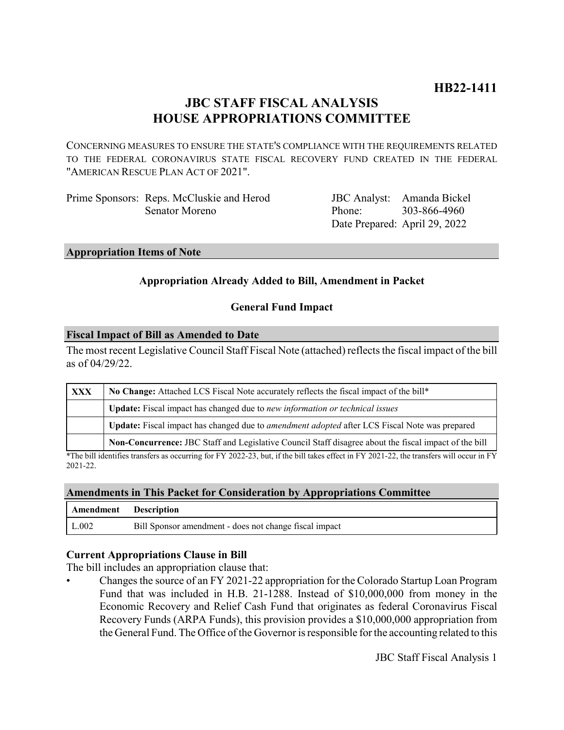**HB22-1411**

# JBC STAFF FISCAL ANALYSIS
# HOUSE APPROPRIATIONS COMMITTEE

CONCERNING MEASURES TO ENSURE THE STATE'S COMPLIANCE WITH THE REQUIREMENTS RELATED TO THE FEDERAL CORONAVIRUS STATE FISCAL RECOVERY FUND CREATED IN THE FEDERAL "AMERICAN RESCUE PLAN ACT OF 2021".

Prime Sponsors: Reps. McCluskie and Herod
Senator Moreno

JBC Analyst: Amanda Bickel
Phone: 303-866-4960
Date Prepared: April 29, 2022

## Appropriation Items of Note

**Appropriation Already Added to Bill, Amendment in Packet**

**General Fund Impact**

## Fiscal Impact of Bill as Amended to Date

The most recent Legislative Council Staff Fiscal Note (attached) reflects the fiscal impact of the bill as of 04/29/22.

| | |
|---|---|
| **XXX** | **No Change:** Attached LCS Fiscal Note accurately reflects the fiscal impact of the bill* |
| | **Update:** Fiscal impact has changed due to *new information or technical issues* |
| | **Update:** Fiscal impact has changed due to *amendment adopted* after LCS Fiscal Note was prepared |
| | **Non-Concurrence:** JBC Staff and Legislative Council Staff disagree about the fiscal impact of the bill |

*The bill identifies transfers as occurring for FY 2022-23, but, if the bill takes effect in FY 2021-22, the transfers will occur in FY 2021-22.

## Amendments in This Packet for Consideration by Appropriations Committee

| Amendment | Description |
|---|---|
| L.002 | Bill Sponsor amendment - does not change fiscal impact |

### Current Appropriations Clause in Bill

The bill includes an appropriation clause that:

- Changes the source of an FY 2021-22 appropriation for the Colorado Startup Loan Program Fund that was included in H.B. 21-1288. Instead of $10,000,000 from money in the Economic Recovery and Relief Cash Fund that originates as federal Coronavirus Fiscal Recovery Funds (ARPA Funds), this provision provides a $10,000,000 appropriation from the General Fund. The Office of the Governor is responsible for the accounting related to this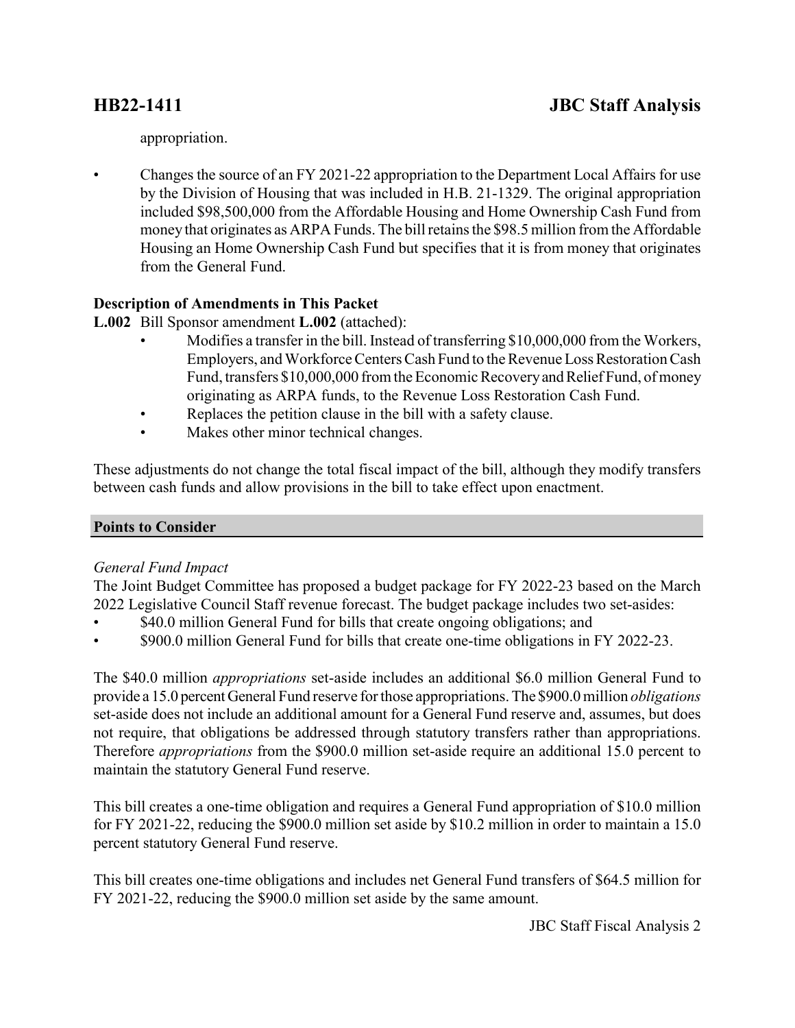appropriation.

- Changes the source of an FY 2021-22 appropriation to the Department Local Affairs for use by the Division of Housing that was included in H.B. 21-1329. The original appropriation included $98,500,000 from the Affordable Housing and Home Ownership Cash Fund from money that originates as ARPA Funds. The bill retains the $98.5 million from the Affordable Housing an Home Ownership Cash Fund but specifies that it is from money that originates from the General Fund.

### Description of Amendments in This Packet

**L.002** Bill Sponsor amendment **L.002** (attached):

- Modifies a transfer in the bill. Instead of transferring $10,000,000 from the Workers, Employers, and Workforce Centers Cash Fund to the Revenue Loss Restoration Cash Fund, transfers $10,000,000 from the Economic Recovery and Relief Fund, of money originating as ARPA funds, to the Revenue Loss Restoration Cash Fund.
- Replaces the petition clause in the bill with a safety clause.
- Makes other minor technical changes.

These adjustments do not change the total fiscal impact of the bill, although they modify transfers between cash funds and allow provisions in the bill to take effect upon enactment.

## Points to Consider

*General Fund Impact*

The Joint Budget Committee has proposed a budget package for FY 2022-23 based on the March 2022 Legislative Council Staff revenue forecast. The budget package includes two set-asides:

- $40.0 million General Fund for bills that create ongoing obligations; and
- $900.0 million General Fund for bills that create one-time obligations in FY 2022-23.

The $40.0 million *appropriations* set-aside includes an additional $6.0 million General Fund to provide a 15.0 percent General Fund reserve for those appropriations. The $900.0 million *obligations* set-aside does not include an additional amount for a General Fund reserve and, assumes, but does not require, that obligations be addressed through statutory transfers rather than appropriations. Therefore *appropriations* from the $900.0 million set-aside require an additional 15.0 percent to maintain the statutory General Fund reserve.

This bill creates a one-time obligation and requires a General Fund appropriation of $10.0 million for FY 2021-22, reducing the $900.0 million set aside by $10.2 million in order to maintain a 15.0 percent statutory General Fund reserve.

This bill creates one-time obligations and includes net General Fund transfers of $64.5 million for FY 2021-22, reducing the $900.0 million set aside by the same amount.